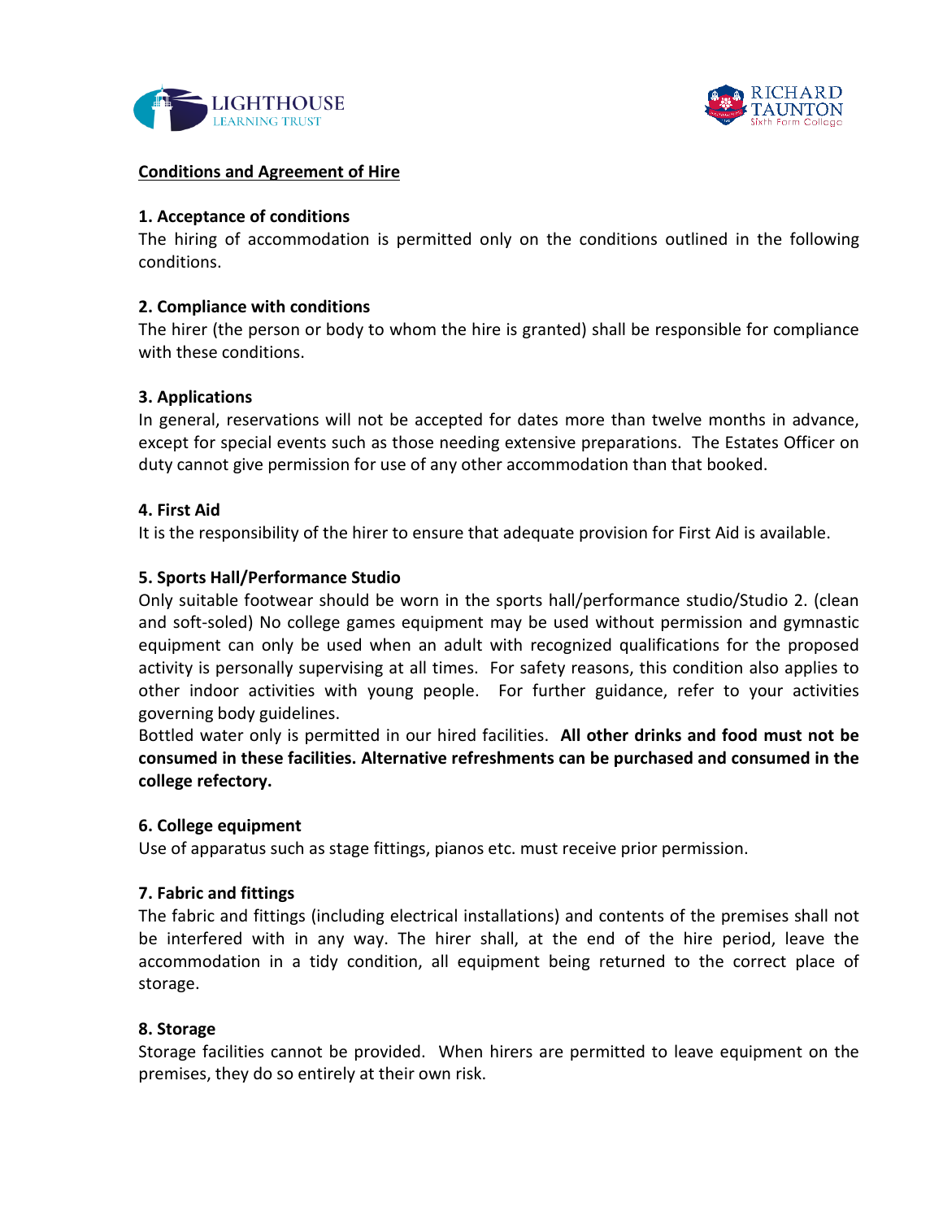## Conditions and Agreement of Hire

### 1. Acceptance of conditions

The hiring of accommodation is permitted only on the conditions outlined in the following conditions.

### 2. Compliance with conditions

The hirer (the person or body to whom the hire is granted) shall be responsible for compliance with these conditions.

### 3. Applications

In general, reservations will not be accepted for dates more than twelve months in advance, except for special events such as those needing extensive preparations. The Estates Officer on duty cannot give permission for use of any other accommodation than that booked.

### 4. First Aid

It is the responsibility of the hirer to ensure that adequate provision for First Aid is available.

### 5. Sports Hall/Performance Studio

Only suitable footwear should be worn in the sports hall/performance studio/Studio 2. (clean and soft-soled) No college games equipment may be used without permission and gymnastic equipment can only be used when an adult with recognized qualifications for the proposed activity is personally supervising at all times. For safety reasons, this condition also applies to other indoor activities with young people. For further guidance, refer to your activities governing body guidelines.

Bottled water only is permitted in our hired facilities. **All other drinks and food must not be consumed in these facilities. Alternative refreshments can be purchased and consumed in the college refectory.**

### 6. College equipment

Use of apparatus such as stage fittings, pianos etc. must receive prior permission.

### 7. Fabric and fittings

The fabric and fittings (including electrical installations) and contents of the premises shall not be interfered with in any way. The hirer shall, at the end of the hire period, leave the accommodation in a tidy condition, all equipment being returned to the correct place of storage.

### 8. Storage

Storage facilities cannot be provided. When hirers are permitted to leave equipment on the premises, they do so entirely at their own risk.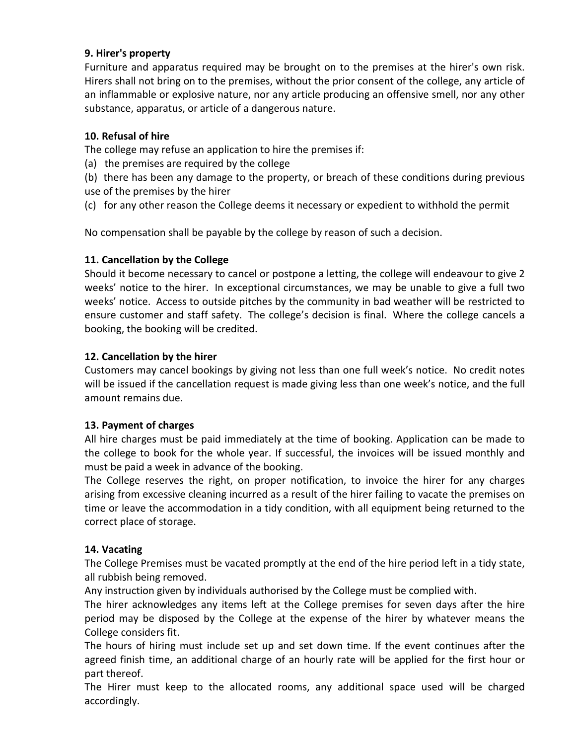**9. Hirer's property**

Furniture and apparatus required may be brought on to the premises at the hirer's own risk. Hirers shall not bring on to the premises, without the prior consent of the college, any article of an inflammable or explosive nature, nor any article producing an offensive smell, nor any other substance, apparatus, or article of a dangerous nature.

**10. Refusal of hire**

The college may refuse an application to hire the premises if:

(a) the premises are required by the college

(b) there has been any damage to the property, or breach of these conditions during previous use of the premises by the hirer

(c) for any other reason the College deems it necessary or expedient to withhold the permit

No compensation shall be payable by the college by reason of such a decision.

**11. Cancellation by the College**

Should it become necessary to cancel or postpone a letting, the college will endeavour to give 2 weeks' notice to the hirer. In exceptional circumstances, we may be unable to give a full two weeks' notice. Access to outside pitches by the community in bad weather will be restricted to ensure customer and staff safety. The college's decision is final. Where the college cancels a booking, the booking will be credited.

**12. Cancellation by the hirer**

Customers may cancel bookings by giving not less than one full week's notice. No credit notes will be issued if the cancellation request is made giving less than one week's notice, and the full amount remains due.

**13. Payment of charges**

All hire charges must be paid immediately at the time of booking. Application can be made to the college to book for the whole year. If successful, the invoices will be issued monthly and must be paid a week in advance of the booking.

The College reserves the right, on proper notification, to invoice the hirer for any charges arising from excessive cleaning incurred as a result of the hirer failing to vacate the premises on time or leave the accommodation in a tidy condition, with all equipment being returned to the correct place of storage.

**14. Vacating**

The College Premises must be vacated promptly at the end of the hire period left in a tidy state, all rubbish being removed.

Any instruction given by individuals authorised by the College must be complied with.

The hirer acknowledges any items left at the College premises for seven days after the hire period may be disposed by the College at the expense of the hirer by whatever means the College considers fit.

The hours of hiring must include set up and set down time. If the event continues after the agreed finish time, an additional charge of an hourly rate will be applied for the first hour or part thereof.

The Hirer must keep to the allocated rooms, any additional space used will be charged accordingly.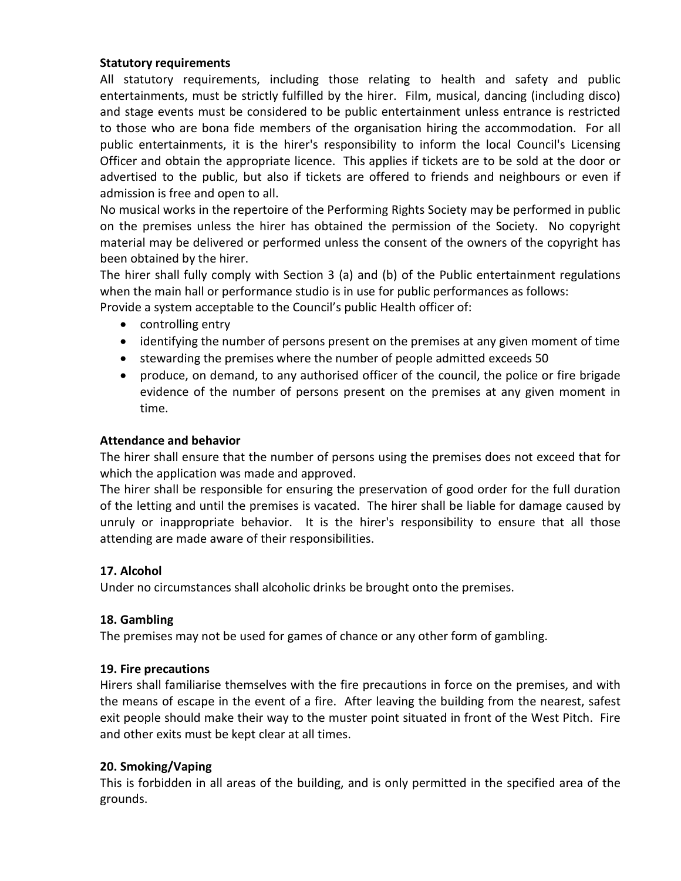**Statutory requirements**

All statutory requirements, including those relating to health and safety and public entertainments, must be strictly fulfilled by the hirer. Film, musical, dancing (including disco) and stage events must be considered to be public entertainment unless entrance is restricted to those who are bona fide members of the organisation hiring the accommodation. For all public entertainments, it is the hirer's responsibility to inform the local Council's Licensing Officer and obtain the appropriate licence. This applies if tickets are to be sold at the door or advertised to the public, but also if tickets are offered to friends and neighbours or even if admission is free and open to all.

No musical works in the repertoire of the Performing Rights Society may be performed in public on the premises unless the hirer has obtained the permission of the Society. No copyright material may be delivered or performed unless the consent of the owners of the copyright has been obtained by the hirer.

The hirer shall fully comply with Section 3 (a) and (b) of the Public entertainment regulations when the main hall or performance studio is in use for public performances as follows:

Provide a system acceptable to the Council's public Health officer of:

- controlling entry
- identifying the number of persons present on the premises at any given moment of time
- stewarding the premises where the number of people admitted exceeds 50
- produce, on demand, to any authorised officer of the council, the police or fire brigade evidence of the number of persons present on the premises at any given moment in time.

**Attendance and behavior**

The hirer shall ensure that the number of persons using the premises does not exceed that for which the application was made and approved.

The hirer shall be responsible for ensuring the preservation of good order for the full duration of the letting and until the premises is vacated. The hirer shall be liable for damage caused by unruly or inappropriate behavior. It is the hirer's responsibility to ensure that all those attending are made aware of their responsibilities.

**17. Alcohol**

Under no circumstances shall alcoholic drinks be brought onto the premises.

**18. Gambling**

The premises may not be used for games of chance or any other form of gambling.

**19. Fire precautions**

Hirers shall familiarise themselves with the fire precautions in force on the premises, and with the means of escape in the event of a fire. After leaving the building from the nearest, safest exit people should make their way to the muster point situated in front of the West Pitch. Fire and other exits must be kept clear at all times.

**20. Smoking/Vaping**

This is forbidden in all areas of the building, and is only permitted in the specified area of the grounds.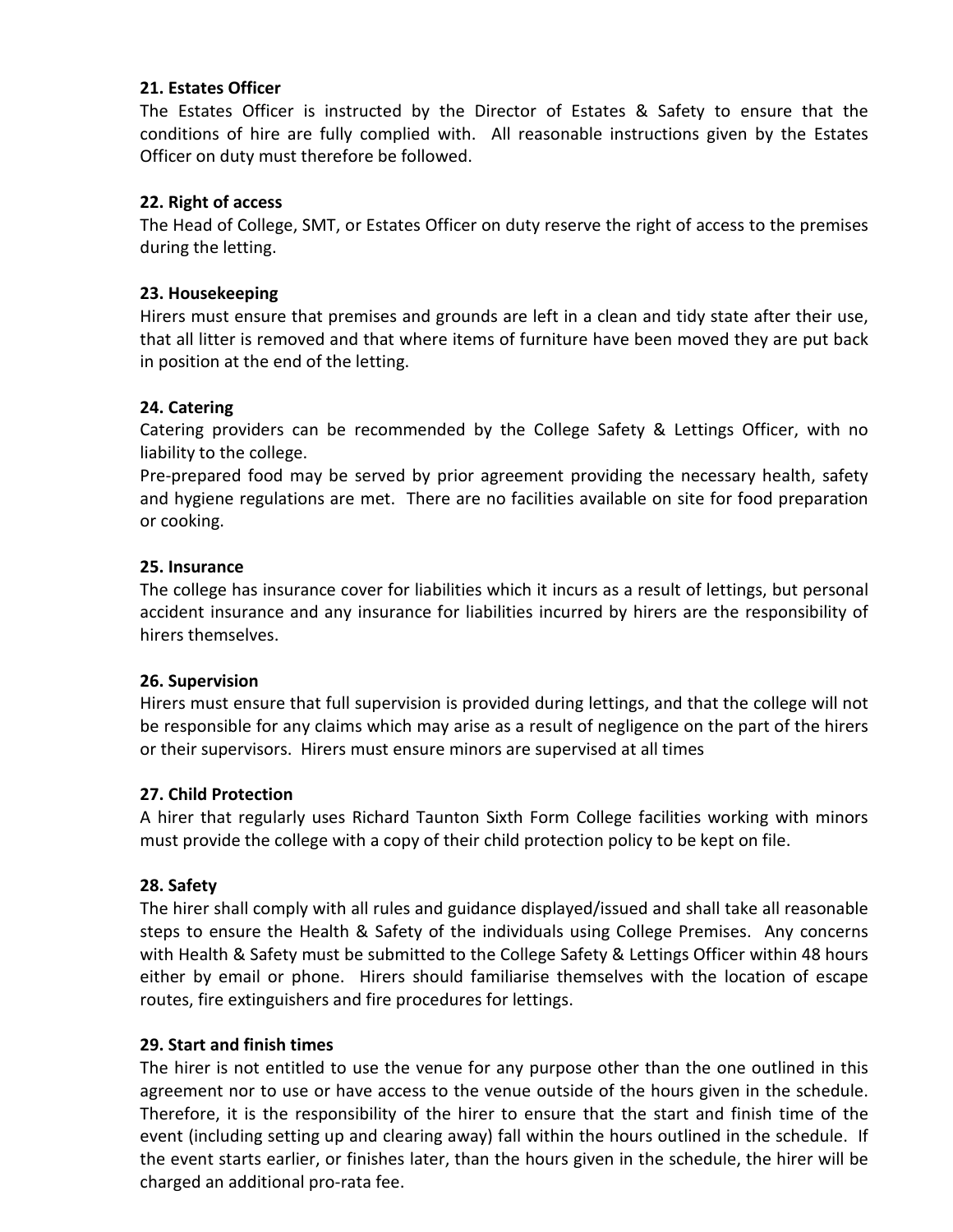**21. Estates Officer**

The Estates Officer is instructed by the Director of Estates & Safety to ensure that the conditions of hire are fully complied with. All reasonable instructions given by the Estates Officer on duty must therefore be followed.

**22. Right of access**

The Head of College, SMT, or Estates Officer on duty reserve the right of access to the premises during the letting.

**23. Housekeeping**

Hirers must ensure that premises and grounds are left in a clean and tidy state after their use, that all litter is removed and that where items of furniture have been moved they are put back in position at the end of the letting.

**24. Catering**

Catering providers can be recommended by the College Safety & Lettings Officer, with no liability to the college.

Pre-prepared food may be served by prior agreement providing the necessary health, safety and hygiene regulations are met. There are no facilities available on site for food preparation or cooking.

**25. Insurance**

The college has insurance cover for liabilities which it incurs as a result of lettings, but personal accident insurance and any insurance for liabilities incurred by hirers are the responsibility of hirers themselves.

**26. Supervision**

Hirers must ensure that full supervision is provided during lettings, and that the college will not be responsible for any claims which may arise as a result of negligence on the part of the hirers or their supervisors. Hirers must ensure minors are supervised at all times

**27. Child Protection**

A hirer that regularly uses Richard Taunton Sixth Form College facilities working with minors must provide the college with a copy of their child protection policy to be kept on file.

**28. Safety**

The hirer shall comply with all rules and guidance displayed/issued and shall take all reasonable steps to ensure the Health & Safety of the individuals using College Premises. Any concerns with Health & Safety must be submitted to the College Safety & Lettings Officer within 48 hours either by email or phone. Hirers should familiarise themselves with the location of escape routes, fire extinguishers and fire procedures for lettings.

**29. Start and finish times**

The hirer is not entitled to use the venue for any purpose other than the one outlined in this agreement nor to use or have access to the venue outside of the hours given in the schedule. Therefore, it is the responsibility of the hirer to ensure that the start and finish time of the event (including setting up and clearing away) fall within the hours outlined in the schedule. If the event starts earlier, or finishes later, than the hours given in the schedule, the hirer will be charged an additional pro-rata fee.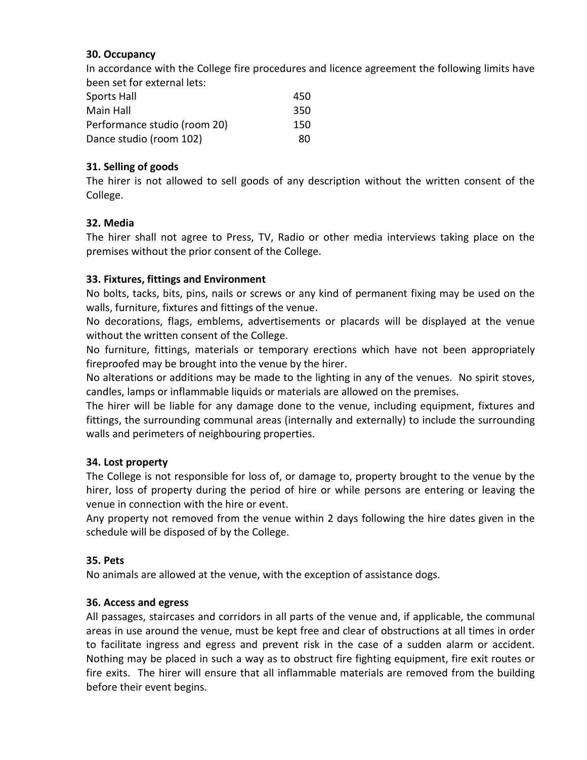**30. Occupancy**

In accordance with the College fire procedures and licence agreement the following limits have been set for external lets:

| | |
|---|---|
| Sports Hall | 450 |
| Main Hall | 350 |
| Performance studio (room 20) | 150 |
| Dance studio (room 102) | 80 |

**31. Selling of goods**

The hirer is not allowed to sell goods of any description without the written consent of the College.

**32. Media**

The hirer shall not agree to Press, TV, Radio or other media interviews taking place on the premises without the prior consent of the College.

**33. Fixtures, fittings and Environment**

No bolts, tacks, bits, pins, nails or screws or any kind of permanent fixing may be used on the walls, furniture, fixtures and fittings of the venue.

No decorations, flags, emblems, advertisements or placards will be displayed at the venue without the written consent of the College.

No furniture, fittings, materials or temporary erections which have not been appropriately fireproofed may be brought into the venue by the hirer.

No alterations or additions may be made to the lighting in any of the venues. No spirit stoves, candles, lamps or inflammable liquids or materials are allowed on the premises.

The hirer will be liable for any damage done to the venue, including equipment, fixtures and fittings, the surrounding communal areas (internally and externally) to include the surrounding walls and perimeters of neighbouring properties.

**34. Lost property**

The College is not responsible for loss of, or damage to, property brought to the venue by the hirer, loss of property during the period of hire or while persons are entering or leaving the venue in connection with the hire or event.

Any property not removed from the venue within 2 days following the hire dates given in the schedule will be disposed of by the College.

**35. Pets**

No animals are allowed at the venue, with the exception of assistance dogs.

**36. Access and egress**

All passages, staircases and corridors in all parts of the venue and, if applicable, the communal areas in use around the venue, must be kept free and clear of obstructions at all times in order to facilitate ingress and egress and prevent risk in the case of a sudden alarm or accident. Nothing may be placed in such a way as to obstruct fire fighting equipment, fire exit routes or fire exits. The hirer will ensure that all inflammable materials are removed from the building before their event begins.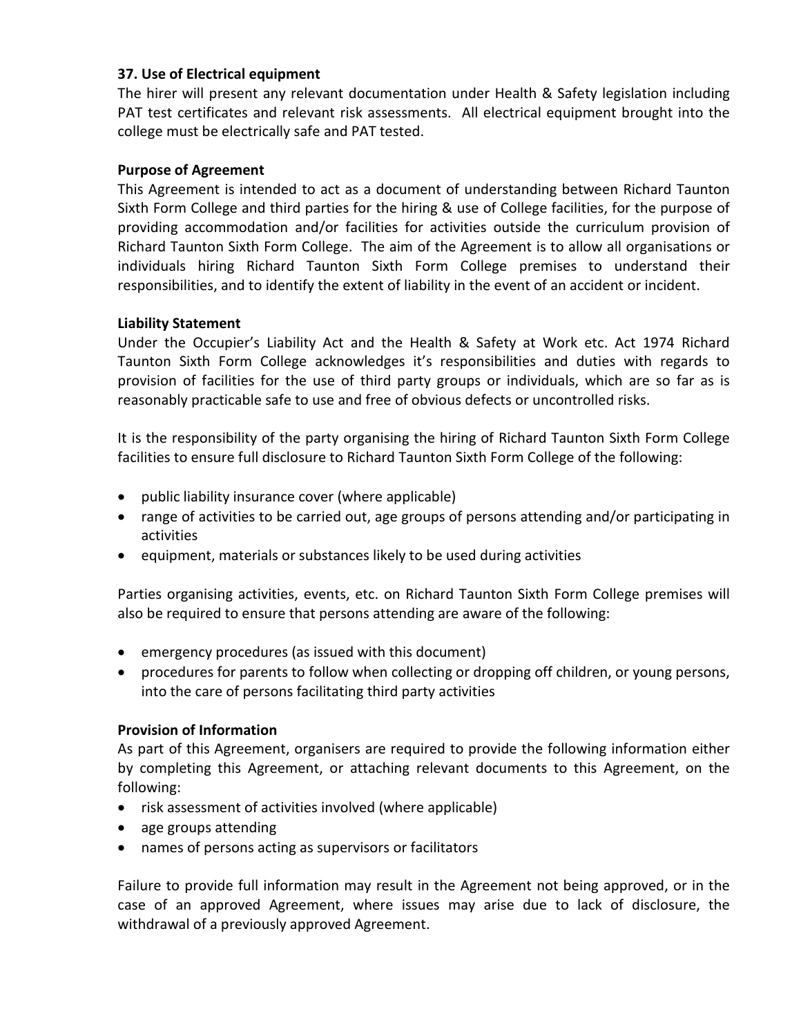**37. Use of Electrical equipment**

The hirer will present any relevant documentation under Health & Safety legislation including PAT test certificates and relevant risk assessments. All electrical equipment brought into the college must be electrically safe and PAT tested.

**Purpose of Agreement**

This Agreement is intended to act as a document of understanding between Richard Taunton Sixth Form College and third parties for the hiring & use of College facilities, for the purpose of providing accommodation and/or facilities for activities outside the curriculum provision of Richard Taunton Sixth Form College. The aim of the Agreement is to allow all organisations or individuals hiring Richard Taunton Sixth Form College premises to understand their responsibilities, and to identify the extent of liability in the event of an accident or incident.

**Liability Statement**

Under the Occupier's Liability Act and the Health & Safety at Work etc. Act 1974 Richard Taunton Sixth Form College acknowledges it's responsibilities and duties with regards to provision of facilities for the use of third party groups or individuals, which are so far as is reasonably practicable safe to use and free of obvious defects or uncontrolled risks.

It is the responsibility of the party organising the hiring of Richard Taunton Sixth Form College facilities to ensure full disclosure to Richard Taunton Sixth Form College of the following:

- public liability insurance cover (where applicable)
- range of activities to be carried out, age groups of persons attending and/or participating in activities
- equipment, materials or substances likely to be used during activities

Parties organising activities, events, etc. on Richard Taunton Sixth Form College premises will also be required to ensure that persons attending are aware of the following:

- emergency procedures (as issued with this document)
- procedures for parents to follow when collecting or dropping off children, or young persons, into the care of persons facilitating third party activities

**Provision of Information**

As part of this Agreement, organisers are required to provide the following information either by completing this Agreement, or attaching relevant documents to this Agreement, on the following:

- risk assessment of activities involved (where applicable)
- age groups attending
- names of persons acting as supervisors or facilitators

Failure to provide full information may result in the Agreement not being approved, or in the case of an approved Agreement, where issues may arise due to lack of disclosure, the withdrawal of a previously approved Agreement.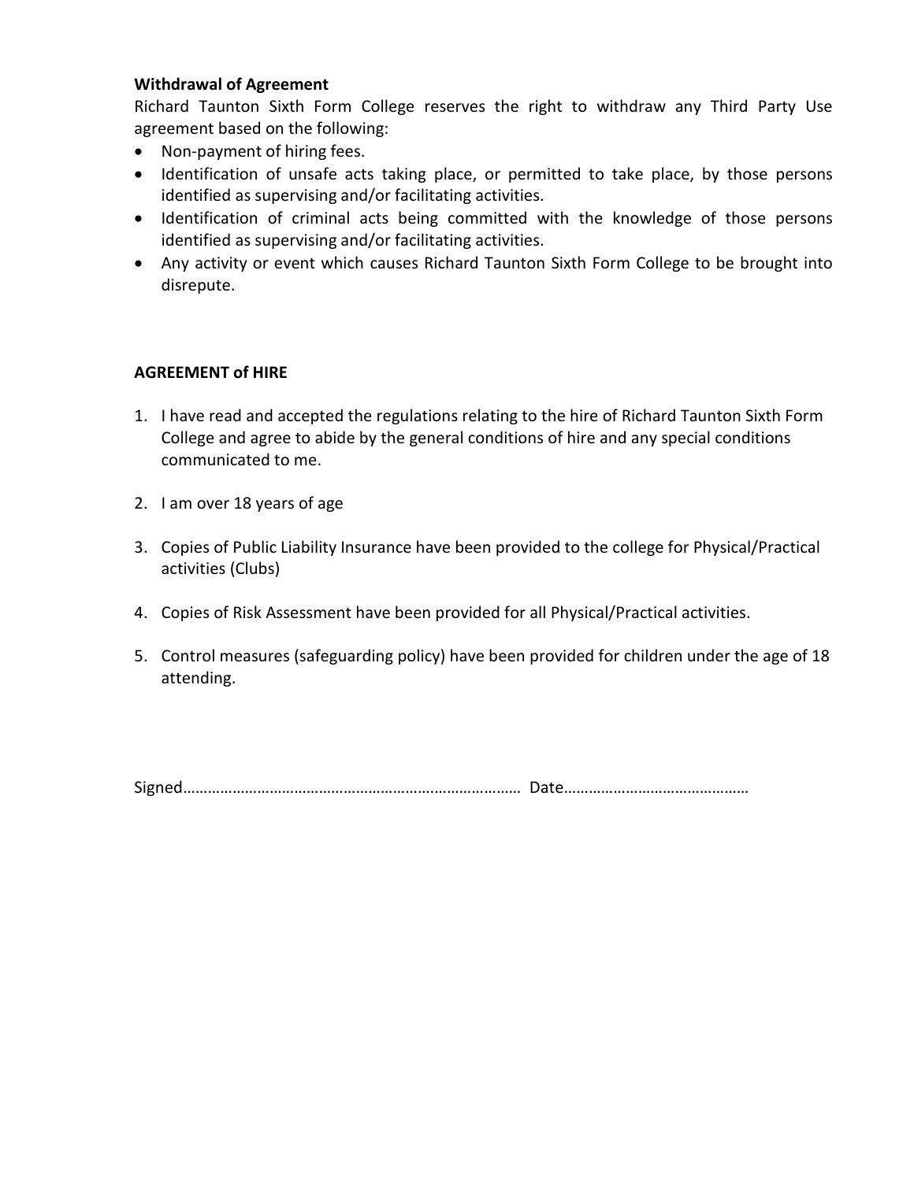**Withdrawal of Agreement**

Richard Taunton Sixth Form College reserves the right to withdraw any Third Party Use agreement based on the following:

- Non-payment of hiring fees.
- Identification of unsafe acts taking place, or permitted to take place, by those persons identified as supervising and/or facilitating activities.
- Identification of criminal acts being committed with the knowledge of those persons identified as supervising and/or facilitating activities.
- Any activity or event which causes Richard Taunton Sixth Form College to be brought into disrepute.

**AGREEMENT of HIRE**

1. I have read and accepted the regulations relating to the hire of Richard Taunton Sixth Form College and agree to abide by the general conditions of hire and any special conditions communicated to me.

2. I am over 18 years of age

3. Copies of Public Liability Insurance have been provided to the college for Physical/Practical activities (Clubs)

4. Copies of Risk Assessment have been provided for all Physical/Practical activities.

5. Control measures (safeguarding policy) have been provided for children under the age of 18 attending.

Signed………………………………………………………………………… Date………………………………………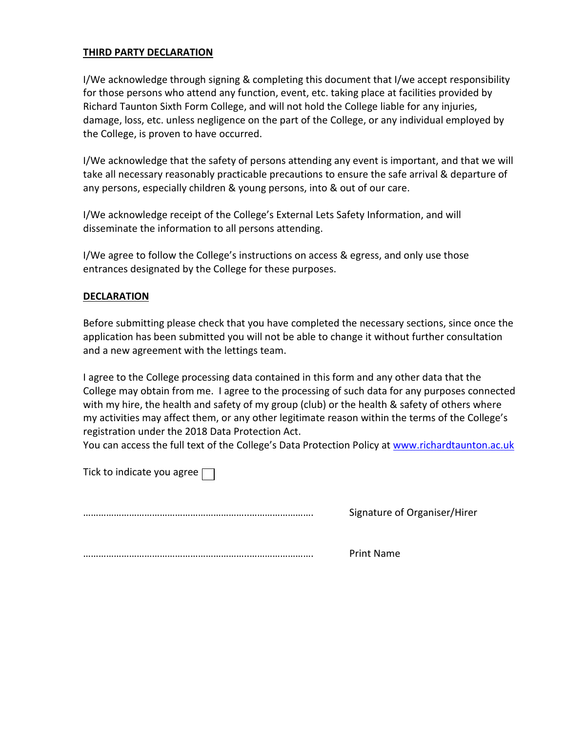**THIRD PARTY DECLARATION**

I/We acknowledge through signing & completing this document that I/we accept responsibility for those persons who attend any function, event, etc. taking place at facilities provided by Richard Taunton Sixth Form College, and will not hold the College liable for any injuries, damage, loss, etc. unless negligence on the part of the College, or any individual employed by the College, is proven to have occurred.

I/We acknowledge that the safety of persons attending any event is important, and that we will take all necessary reasonably practicable precautions to ensure the safe arrival & departure of any persons, especially children & young persons, into & out of our care.

I/We acknowledge receipt of the College's External Lets Safety Information, and will disseminate the information to all persons attending.

I/We agree to follow the College's instructions on access & egress, and only use those entrances designated by the College for these purposes.

**DECLARATION**

Before submitting please check that you have completed the necessary sections, since once the application has been submitted you will not be able to change it without further consultation and a new agreement with the lettings team.

I agree to the College processing data contained in this form and any other data that the College may obtain from me. I agree to the processing of such data for any purposes connected with my hire, the health and safety of my group (club) or the health & safety of others where my activities may affect them, or any other legitimate reason within the terms of the College's registration under the 2018 Data Protection Act.
You can access the full text of the College's Data Protection Policy at [www.richardtaunton.ac.uk](http://www.richardtaunton.ac.uk)

Tick to indicate you agree ☐

……………………………………………………………………………. Signature of Organiser/Hirer

……………………………………………………………………………. Print Name